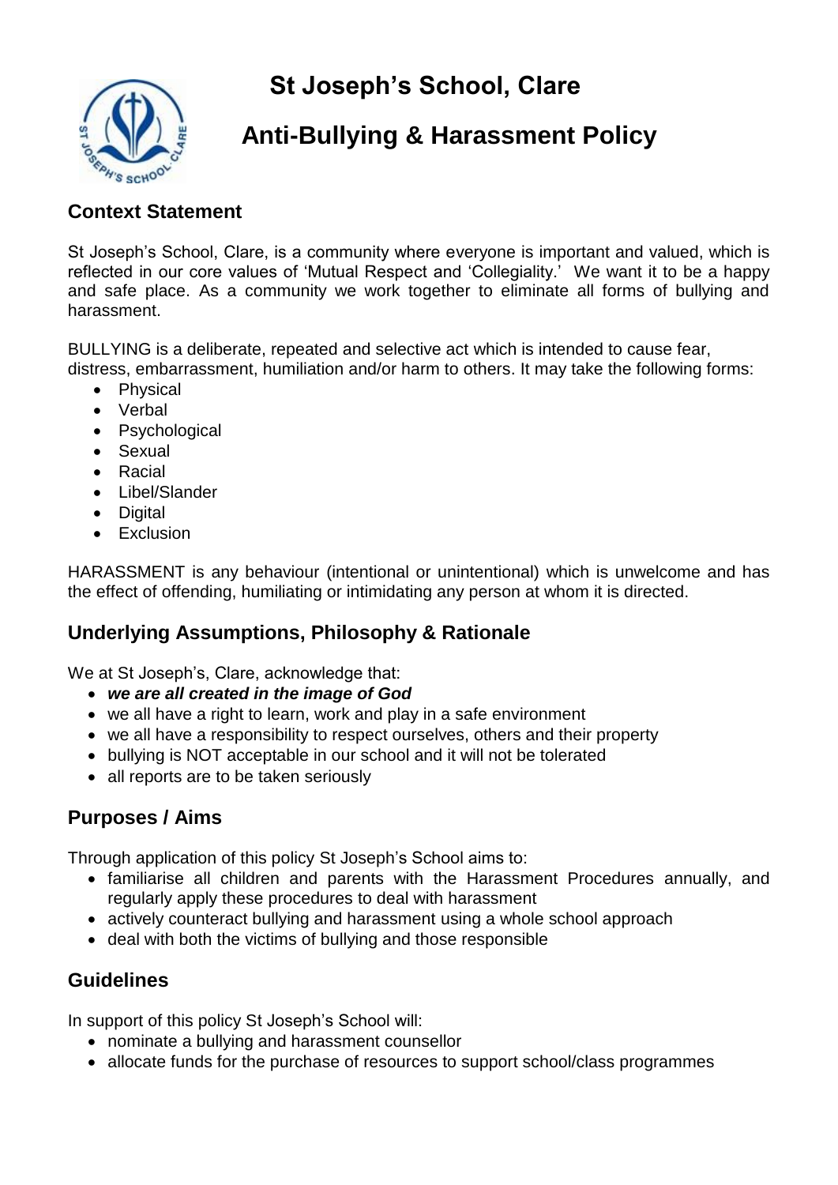# St Joseph's School, Clare

# Anti-Bullying & Harassment Policy

## Context Statement

St Joseph's School, Clare, is a community where everyone is important and valued, which is reflected in our core values of 'Mutual Respect and 'Collegiality.' We want it to be a happy and safe place. As a community we work together to eliminate all forms of bullying and harassment.

BULLYING is a deliberate, repeated and selective act which is intended to cause fear, distress, embarrassment, humiliation and/or harm to others. It may take the following forms:

- Physical
- Verbal
- Psychological
- Sexual
- Racial
- Libel/Slander
- Digital
- Exclusion

HARASSMENT is any behaviour (intentional or unintentional) which is unwelcome and has the effect of offending, humiliating or intimidating any person at whom it is directed.

## Underlying Assumptions, Philosophy & Rationale

We at St Joseph's, Clare, acknowledge that:

- ***we are all created in the image of God***
- we all have a right to learn, work and play in a safe environment
- we all have a responsibility to respect ourselves, others and their property
- bullying is NOT acceptable in our school and it will not be tolerated
- all reports are to be taken seriously

## Purposes / Aims

Through application of this policy St Joseph's School aims to:

- familiarise all children and parents with the Harassment Procedures annually, and regularly apply these procedures to deal with harassment
- actively counteract bullying and harassment using a whole school approach
- deal with both the victims of bullying and those responsible

## Guidelines

In support of this policy St Joseph's School will:

- nominate a bullying and harassment counsellor
- allocate funds for the purchase of resources to support school/class programmes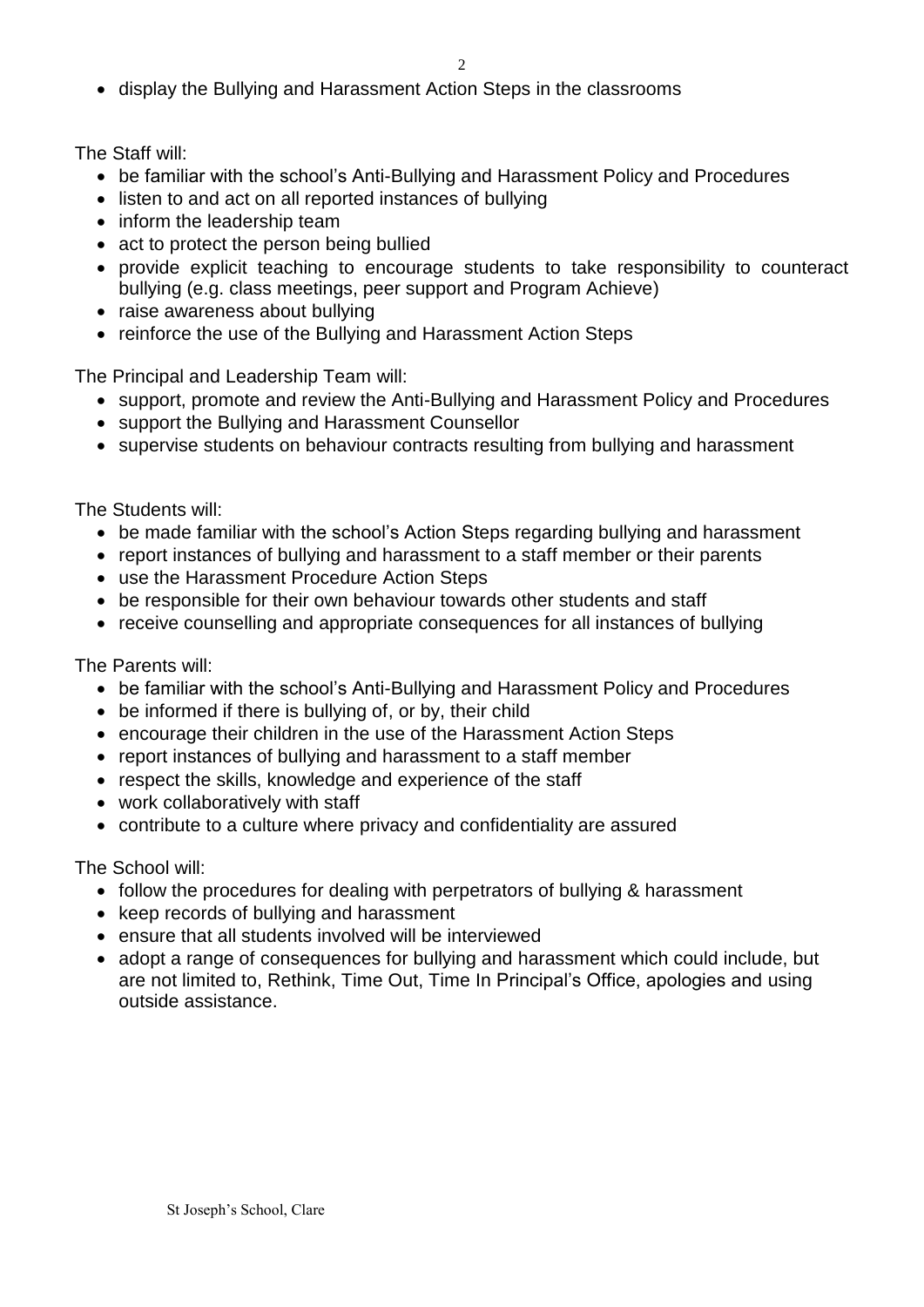- display the Bullying and Harassment Action Steps in the classrooms

The Staff will:

- be familiar with the school's Anti-Bullying and Harassment Policy and Procedures
- listen to and act on all reported instances of bullying
- inform the leadership team
- act to protect the person being bullied
- provide explicit teaching to encourage students to take responsibility to counteract bullying (e.g. class meetings, peer support and Program Achieve)
- raise awareness about bullying
- reinforce the use of the Bullying and Harassment Action Steps

The Principal and Leadership Team will:

- support, promote and review the Anti-Bullying and Harassment Policy and Procedures
- support the Bullying and Harassment Counsellor
- supervise students on behaviour contracts resulting from bullying and harassment

The Students will:

- be made familiar with the school's Action Steps regarding bullying and harassment
- report instances of bullying and harassment to a staff member or their parents
- use the Harassment Procedure Action Steps
- be responsible for their own behaviour towards other students and staff
- receive counselling and appropriate consequences for all instances of bullying

The Parents will:

- be familiar with the school's Anti-Bullying and Harassment Policy and Procedures
- be informed if there is bullying of, or by, their child
- encourage their children in the use of the Harassment Action Steps
- report instances of bullying and harassment to a staff member
- respect the skills, knowledge and experience of the staff
- work collaboratively with staff
- contribute to a culture where privacy and confidentiality are assured

The School will:

- follow the procedures for dealing with perpetrators of bullying & harassment
- keep records of bullying and harassment
- ensure that all students involved will be interviewed
- adopt a range of consequences for bullying and harassment which could include, but are not limited to, Rethink, Time Out, Time In Principal's Office, apologies and using outside assistance.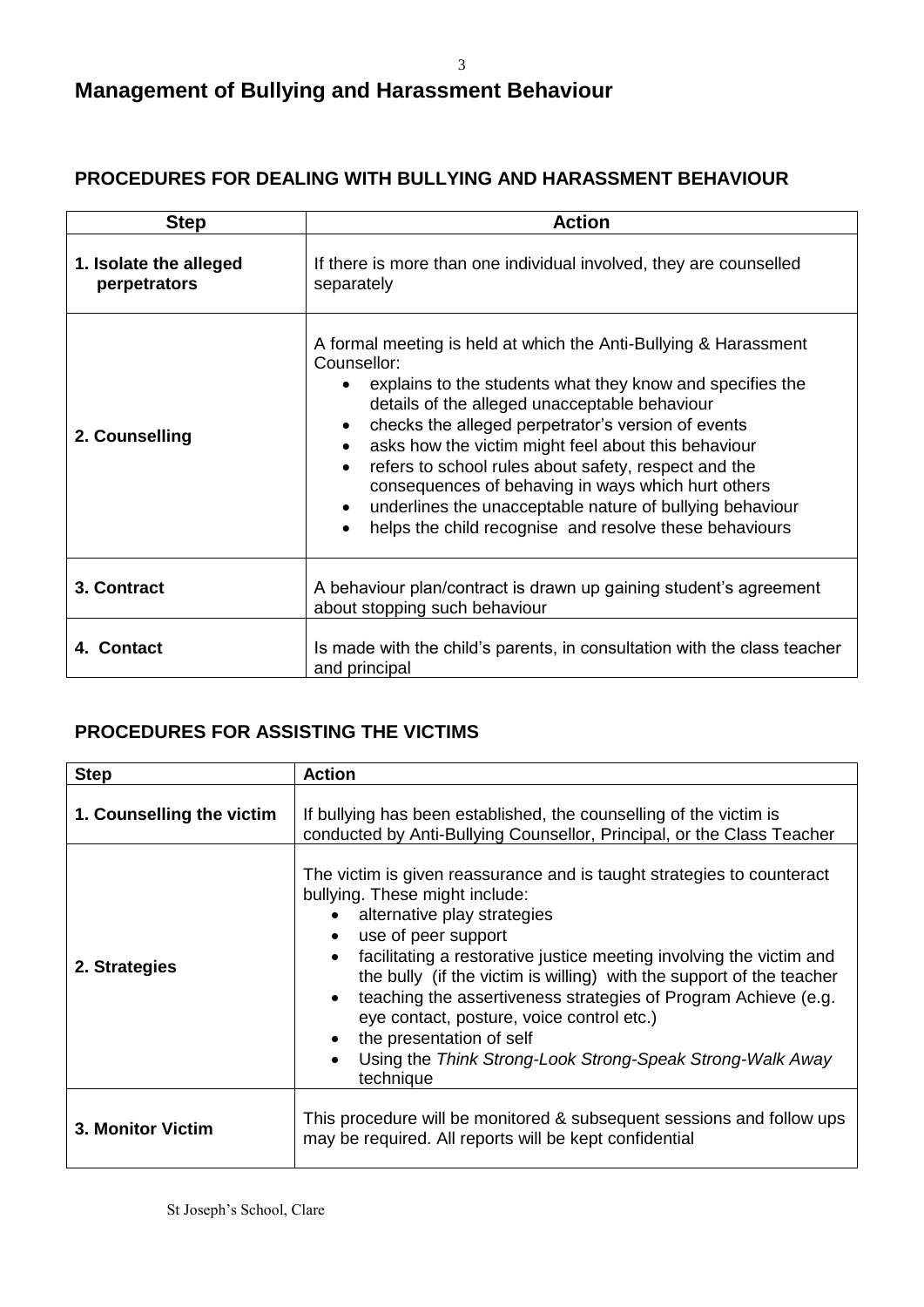## Management of Bullying and Harassment Behaviour

### PROCEDURES FOR DEALING WITH BULLYING AND HARASSMENT BEHAVIOUR

| Step | Action |
|---|---|
| **1. Isolate the alleged perpetrators** | If there is more than one individual involved, they are counselled separately |
| **2. Counselling** | A formal meeting is held at which the Anti-Bullying & Harassment Counsellor:<br>• explains to the students what they know and specifies the details of the alleged unacceptable behaviour<br>• checks the alleged perpetrator's version of events<br>• asks how the victim might feel about this behaviour<br>• refers to school rules about safety, respect and the consequences of behaving in ways which hurt others<br>• underlines the unacceptable nature of bullying behaviour<br>• helps the child recognise and resolve these behaviours |
| **3. Contract** | A behaviour plan/contract is drawn up gaining student's agreement about stopping such behaviour |
| **4. Contact** | Is made with the child's parents, in consultation with the class teacher and principal |

### PROCEDURES FOR ASSISTING THE VICTIMS

| Step | Action |
|---|---|
| **1. Counselling the victim** | If bullying has been established, the counselling of the victim is conducted by Anti-Bullying Counsellor, Principal, or the Class Teacher |
| **2. Strategies** | The victim is given reassurance and is taught strategies to counteract bullying. These might include:<br>• alternative play strategies<br>• use of peer support<br>• facilitating a restorative justice meeting involving the victim and the bully (if the victim is willing) with the support of the teacher<br>• teaching the assertiveness strategies of Program Achieve (e.g. eye contact, posture, voice control etc.)<br>• the presentation of self<br>• Using the *Think Strong-Look Strong-Speak Strong-Walk Away* technique |
| **3. Monitor Victim** | This procedure will be monitored & subsequent sessions and follow ups may be required. All reports will be kept confidential |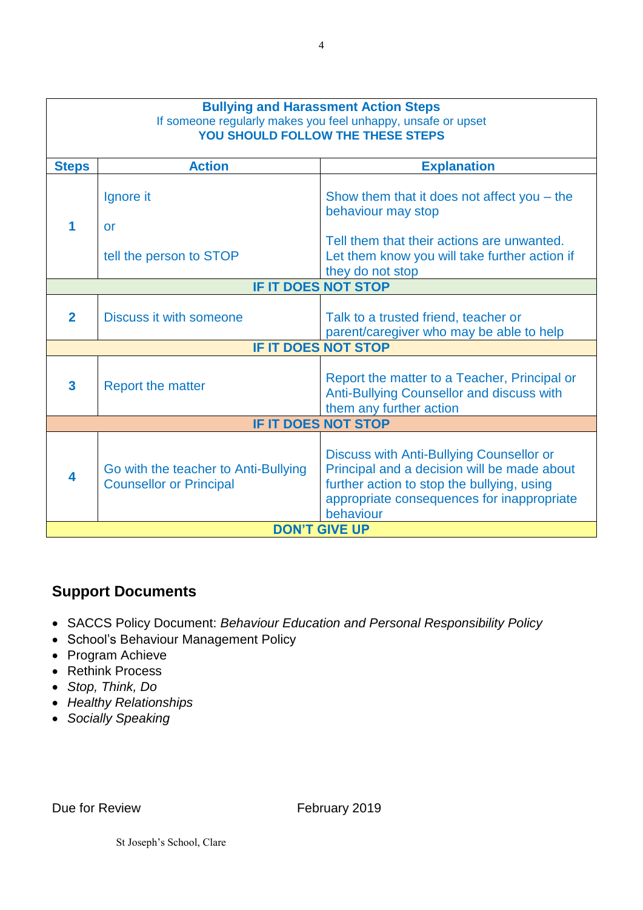| Bullying and Harassment Action Steps<br>If someone regularly makes you feel unhappy, unsafe or upset<br>**YOU SHOULD FOLLOW THE THESE STEPS** | | |
|---|---|---|
| **Steps** | **Action** | **Explanation** |
| **1** | Ignore it<br><br>or<br><br>tell the person to STOP | Show them that it does not affect you – the behaviour may stop<br><br>Tell them that their actions are unwanted. Let them know you will take further action if they do not stop |
| | **IF IT DOES NOT STOP** | |
| **2** | Discuss it with someone | Talk to a trusted friend, teacher or parent/caregiver who may be able to help |
| | **IF IT DOES NOT STOP** | |
| **3** | Report the matter | Report the matter to a Teacher, Principal or Anti-Bullying Counsellor and discuss with them any further action |
| | **IF IT DOES NOT STOP** | |
| **4** | Go with the teacher to Anti-Bullying Counsellor or Principal | Discuss with Anti-Bullying Counsellor or Principal and a decision will be made about further action to stop the bullying, using appropriate consequences for inappropriate behaviour |
| | **DON'T GIVE UP** | |

## Support Documents

- SACCS Policy Document: *Behaviour Education and Personal Responsibility Policy*
- School's Behaviour Management Policy
- Program Achieve
- Rethink Process
- *Stop, Think, Do*
- *Healthy Relationships*
- *Socially Speaking*

Due for Review February 2019

St Joseph's School, Clare